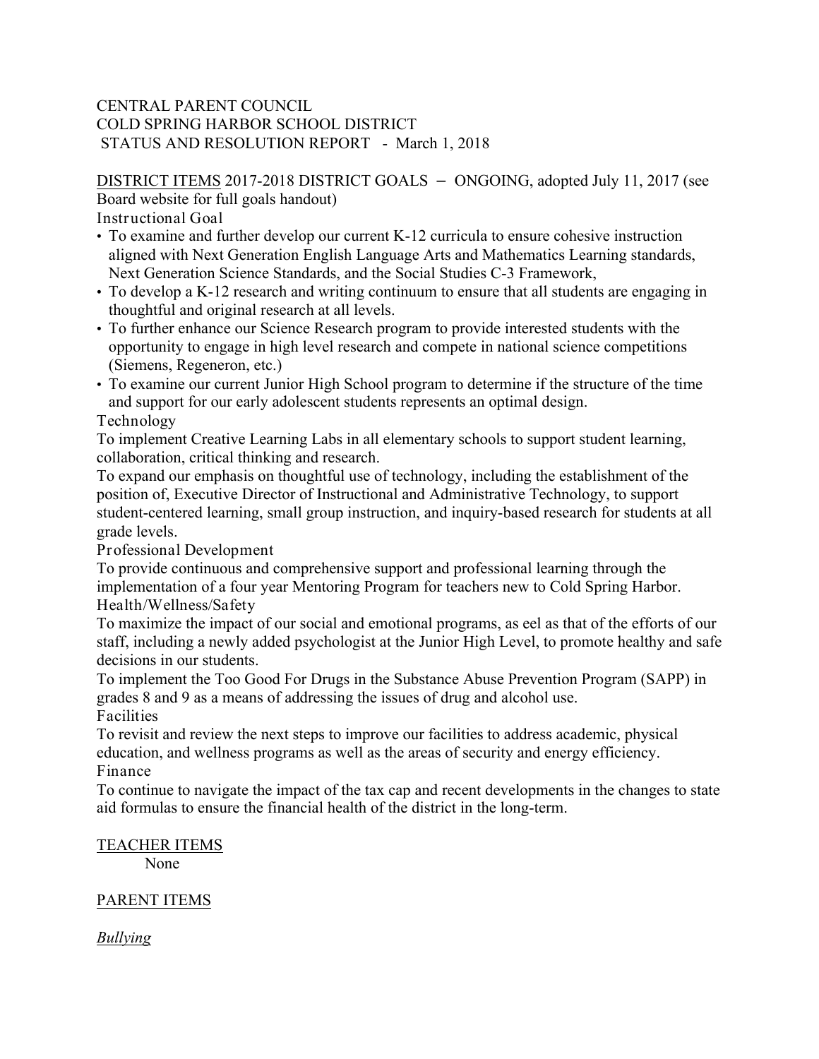CENTRAL PARENT COUNCIL
COLD SPRING HARBOR SCHOOL DISTRICT
STATUS AND RESOLUTION REPORT - March 1, 2018

<u>DISTRICT ITEMS</u> 2017-2018 DISTRICT GOALS – ONGOING, adopted July 11, 2017 (see Board website for full goals handout)

Instructional Goal

- To examine and further develop our current K-12 curricula to ensure cohesive instruction aligned with Next Generation English Language Arts and Mathematics Learning standards, Next Generation Science Standards, and the Social Studies C-3 Framework,
- To develop a K-12 research and writing continuum to ensure that all students are engaging in thoughtful and original research at all levels.
- To further enhance our Science Research program to provide interested students with the opportunity to engage in high level research and compete in national science competitions (Siemens, Regeneron, etc.)
- To examine our current Junior High School program to determine if the structure of the time and support for our early adolescent students represents an optimal design.

Technology

To implement Creative Learning Labs in all elementary schools to support student learning, collaboration, critical thinking and research.

To expand our emphasis on thoughtful use of technology, including the establishment of the position of, Executive Director of Instructional and Administrative Technology, to support student-centered learning, small group instruction, and inquiry-based research for students at all grade levels.

Professional Development

To provide continuous and comprehensive support and professional learning through the implementation of a four year Mentoring Program for teachers new to Cold Spring Harbor.

Health/Wellness/Safety

To maximize the impact of our social and emotional programs, as eel as that of the efforts of our staff, including a newly added psychologist at the Junior High Level, to promote healthy and safe decisions in our students.

To implement the Too Good For Drugs in the Substance Abuse Prevention Program (SAPP) in grades 8 and 9 as a means of addressing the issues of drug and alcohol use.

Facilities

To revisit and review the next steps to improve our facilities to address academic, physical education, and wellness programs as well as the areas of security and energy efficiency.

Finance

To continue to navigate the impact of the tax cap and recent developments in the changes to state aid formulas to ensure the financial health of the district in the long-term.

<u>TEACHER ITEMS</u>

None

<u>PARENT ITEMS</u>

*<u>Bullying</u>*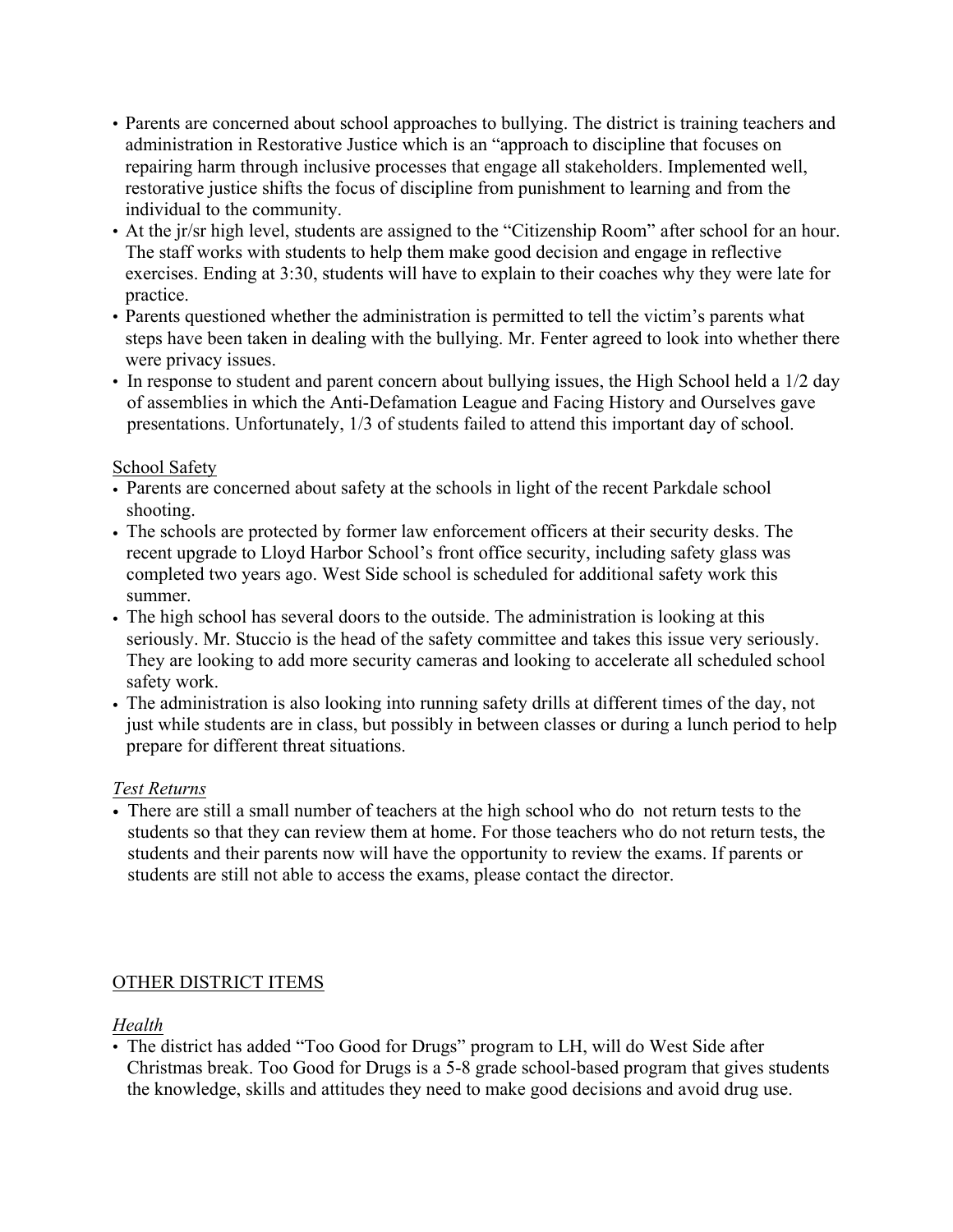- Parents are concerned about school approaches to bullying. The district is training teachers and administration in Restorative Justice which is an "approach to discipline that focuses on repairing harm through inclusive processes that engage all stakeholders. Implemented well, restorative justice shifts the focus of discipline from punishment to learning and from the individual to the community.
- At the jr/sr high level, students are assigned to the "Citizenship Room" after school for an hour. The staff works with students to help them make good decision and engage in reflective exercises. Ending at 3:30, students will have to explain to their coaches why they were late for practice.
- Parents questioned whether the administration is permitted to tell the victim's parents what steps have been taken in dealing with the bullying. Mr. Fenter agreed to look into whether there were privacy issues.
- In response to student and parent concern about bullying issues, the High School held a 1/2 day of assemblies in which the Anti-Defamation League and Facing History and Ourselves gave presentations. Unfortunately, 1/3 of students failed to attend this important day of school.

<u>School Safety</u>

- Parents are concerned about safety at the schools in light of the recent Parkdale school shooting.
- The schools are protected by former law enforcement officers at their security desks. The recent upgrade to Lloyd Harbor School's front office security, including safety glass was completed two years ago. West Side school is scheduled for additional safety work this summer.
- The high school has several doors to the outside. The administration is looking at this seriously. Mr. Stuccio is the head of the safety committee and takes this issue very seriously. They are looking to add more security cameras and looking to accelerate all scheduled school safety work.
- The administration is also looking into running safety drills at different times of the day, not just while students are in class, but possibly in between classes or during a lunch period to help prepare for different threat situations.

*Test Returns*

- There are still a small number of teachers at the high school who do not return tests to the students so that they can review them at home. For those teachers who do not return tests, the students and their parents now will have the opportunity to review the exams. If parents or students are still not able to access the exams, please contact the director.

<u>OTHER DISTRICT ITEMS</u>

*Health*

- The district has added "Too Good for Drugs" program to LH, will do West Side after Christmas break. Too Good for Drugs is a 5-8 grade school-based program that gives students the knowledge, skills and attitudes they need to make good decisions and avoid drug use.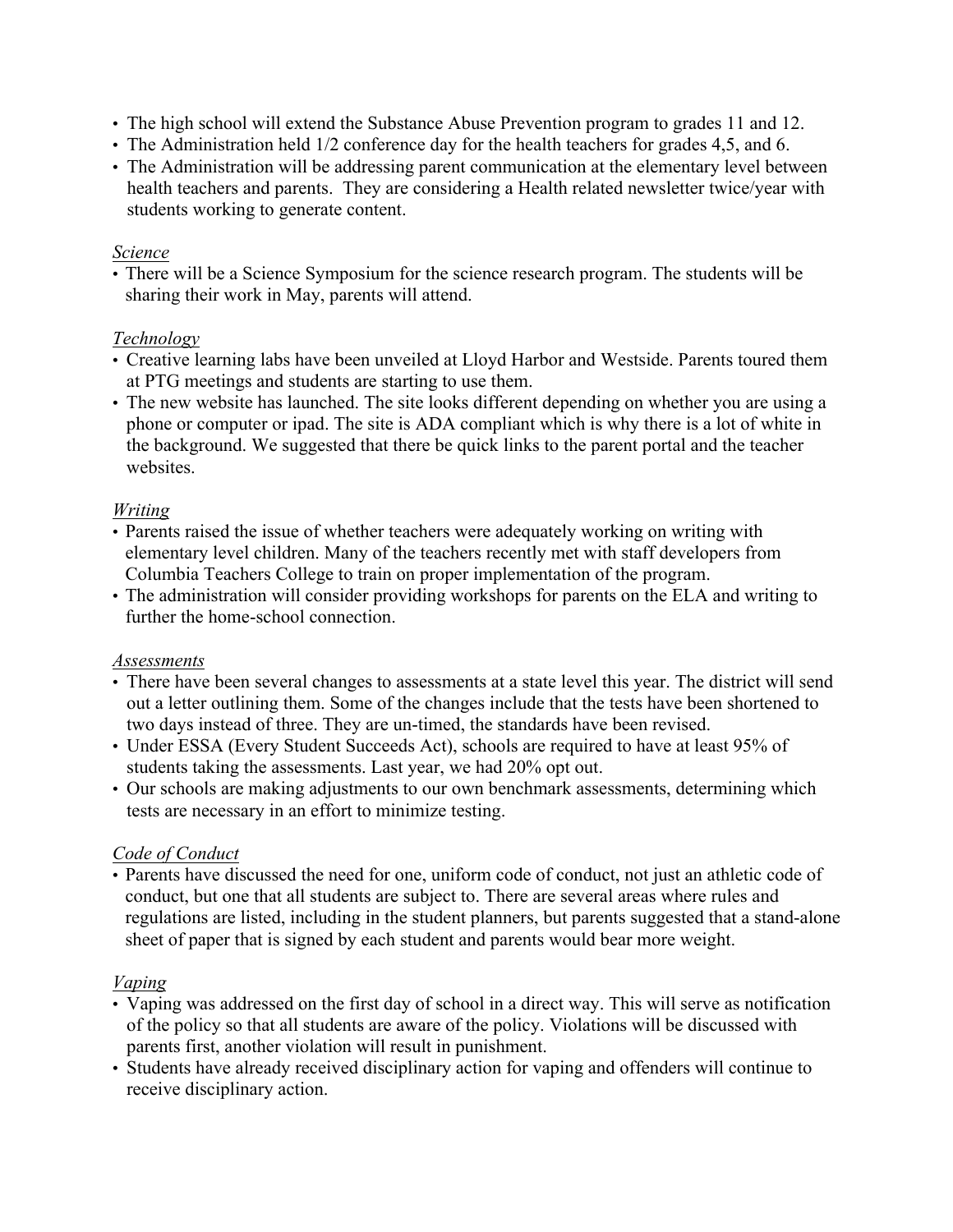- The high school will extend the Substance Abuse Prevention program to grades 11 and 12.
- The Administration held 1/2 conference day for the health teachers for grades 4,5, and 6.
- The Administration will be addressing parent communication at the elementary level between health teachers and parents. They are considering a Health related newsletter twice/year with students working to generate content.

*Science*

- There will be a Science Symposium for the science research program. The students will be sharing their work in May, parents will attend.

*Technology*

- Creative learning labs have been unveiled at Lloyd Harbor and Westside. Parents toured them at PTG meetings and students are starting to use them.
- The new website has launched. The site looks different depending on whether you are using a phone or computer or ipad. The site is ADA compliant which is why there is a lot of white in the background. We suggested that there be quick links to the parent portal and the teacher websites.

*Writing*

- Parents raised the issue of whether teachers were adequately working on writing with elementary level children. Many of the teachers recently met with staff developers from Columbia Teachers College to train on proper implementation of the program.
- The administration will consider providing workshops for parents on the ELA and writing to further the home-school connection.

*Assessments*

- There have been several changes to assessments at a state level this year. The district will send out a letter outlining them. Some of the changes include that the tests have been shortened to two days instead of three. They are un-timed, the standards have been revised.
- Under ESSA (Every Student Succeeds Act), schools are required to have at least 95% of students taking the assessments. Last year, we had 20% opt out.
- Our schools are making adjustments to our own benchmark assessments, determining which tests are necessary in an effort to minimize testing.

*Code of Conduct*

- Parents have discussed the need for one, uniform code of conduct, not just an athletic code of conduct, but one that all students are subject to. There are several areas where rules and regulations are listed, including in the student planners, but parents suggested that a stand-alone sheet of paper that is signed by each student and parents would bear more weight.

*Vaping*

- Vaping was addressed on the first day of school in a direct way. This will serve as notification of the policy so that all students are aware of the policy. Violations will be discussed with parents first, another violation will result in punishment.
- Students have already received disciplinary action for vaping and offenders will continue to receive disciplinary action.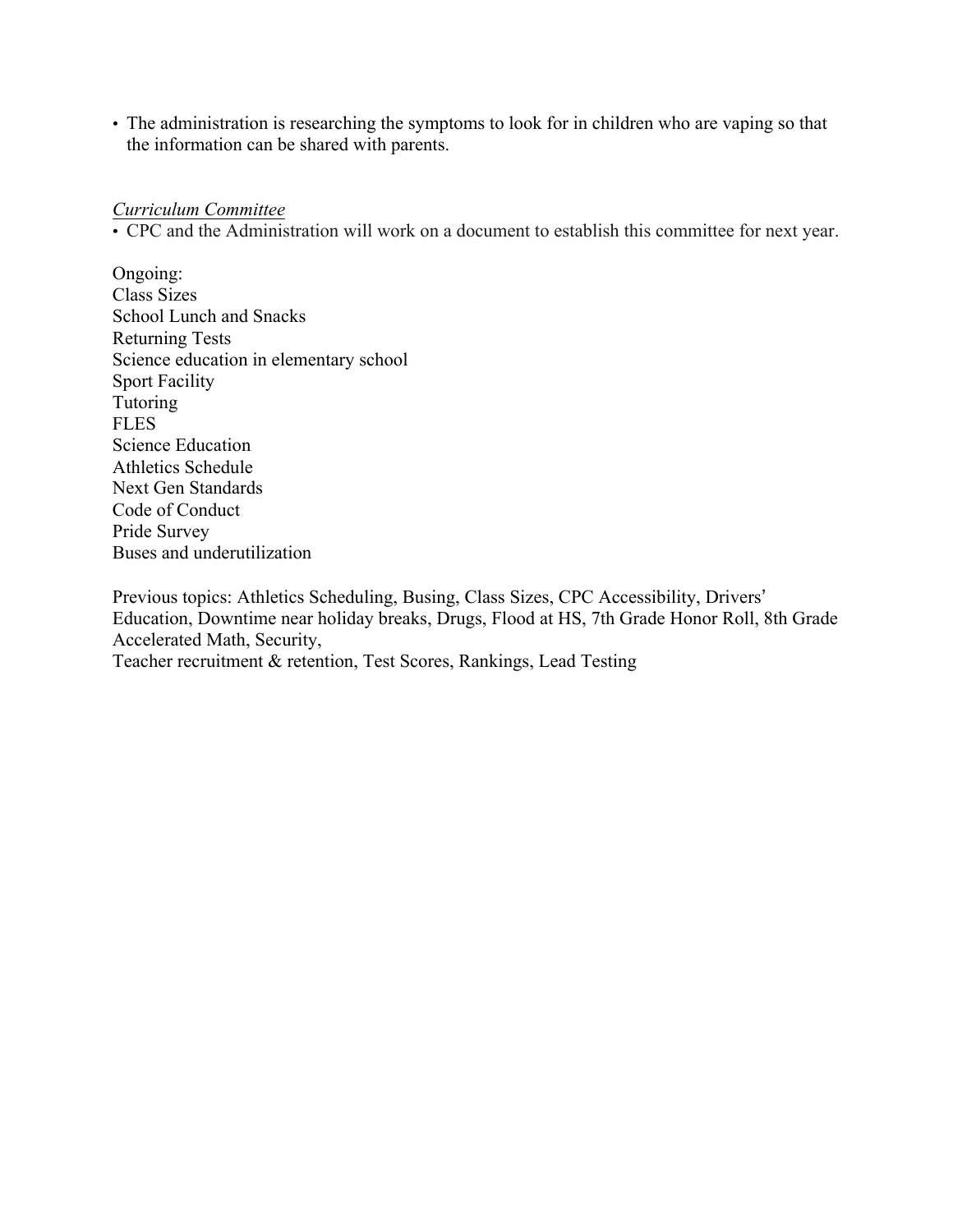- The administration is researching the symptoms to look for in children who are vaping so that the information can be shared with parents.

*Curriculum Committee*

- CPC and the Administration will work on a document to establish this committee for next year.

Ongoing:
Class Sizes
School Lunch and Snacks
Returning Tests
Science education in elementary school
Sport Facility
Tutoring
FLES
Science Education
Athletics Schedule
Next Gen Standards
Code of Conduct
Pride Survey
Buses and underutilization

Previous topics: Athletics Scheduling, Busing, Class Sizes, CPC Accessibility, Drivers' Education, Downtime near holiday breaks, Drugs, Flood at HS, 7th Grade Honor Roll, 8th Grade Accelerated Math, Security,
Teacher recruitment & retention, Test Scores, Rankings, Lead Testing